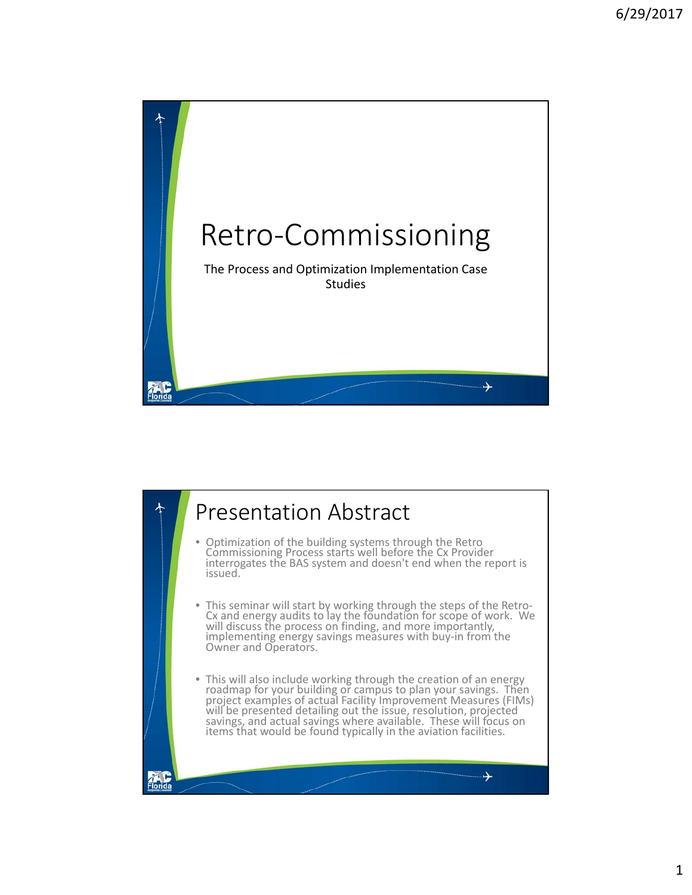# Retro-Commissioning

The Process and Optimization Implementation Case Studies

## Presentation Abstract

- Optimization of the building systems through the Retro Commissioning Process starts well before the Cx Provider interrogates the BAS system and doesn't end when the report is issued.
- This seminar will start by working through the steps of the Retro-Cx and energy audits to lay the foundation for scope of work. We will discuss the process on finding, and more importantly, implementing energy savings measures with buy-in from the Owner and Operators.
- This will also include working through the creation of an energy roadmap for your building or campus to plan your savings. Then project examples of actual Facility Improvement Measures (FIMs) will be presented detailing out the issue, resolution, projected savings, and actual savings where available. These will focus on items that would be found typically in the aviation facilities.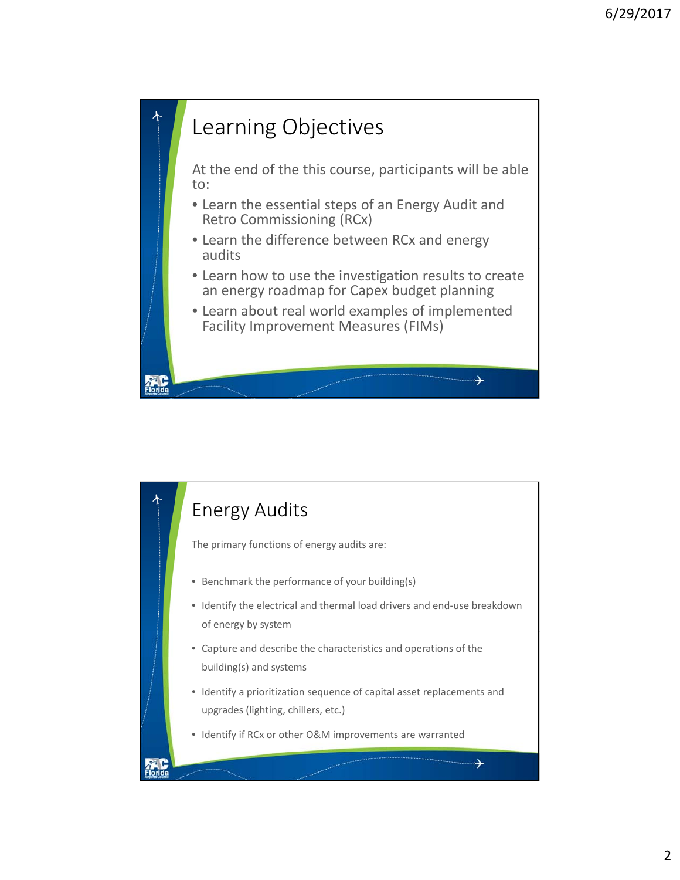# Learning Objectives

At the end of the this course, participants will be able to:

- Learn the essential steps of an Energy Audit and Retro Commissioning (RCx)
- Learn the difference between RCx and energy audits
- Learn how to use the investigation results to create an energy roadmap for Capex budget planning
- Learn about real world examples of implemented Facility Improvement Measures (FIMs)

# Energy Audits

The primary functions of energy audits are:

- Benchmark the performance of your building(s)
- Identify the electrical and thermal load drivers and end-use breakdown of energy by system
- Capture and describe the characteristics and operations of the building(s) and systems
- Identify a prioritization sequence of capital asset replacements and upgrades (lighting, chillers, etc.)
- Identify if RCx or other O&M improvements are warranted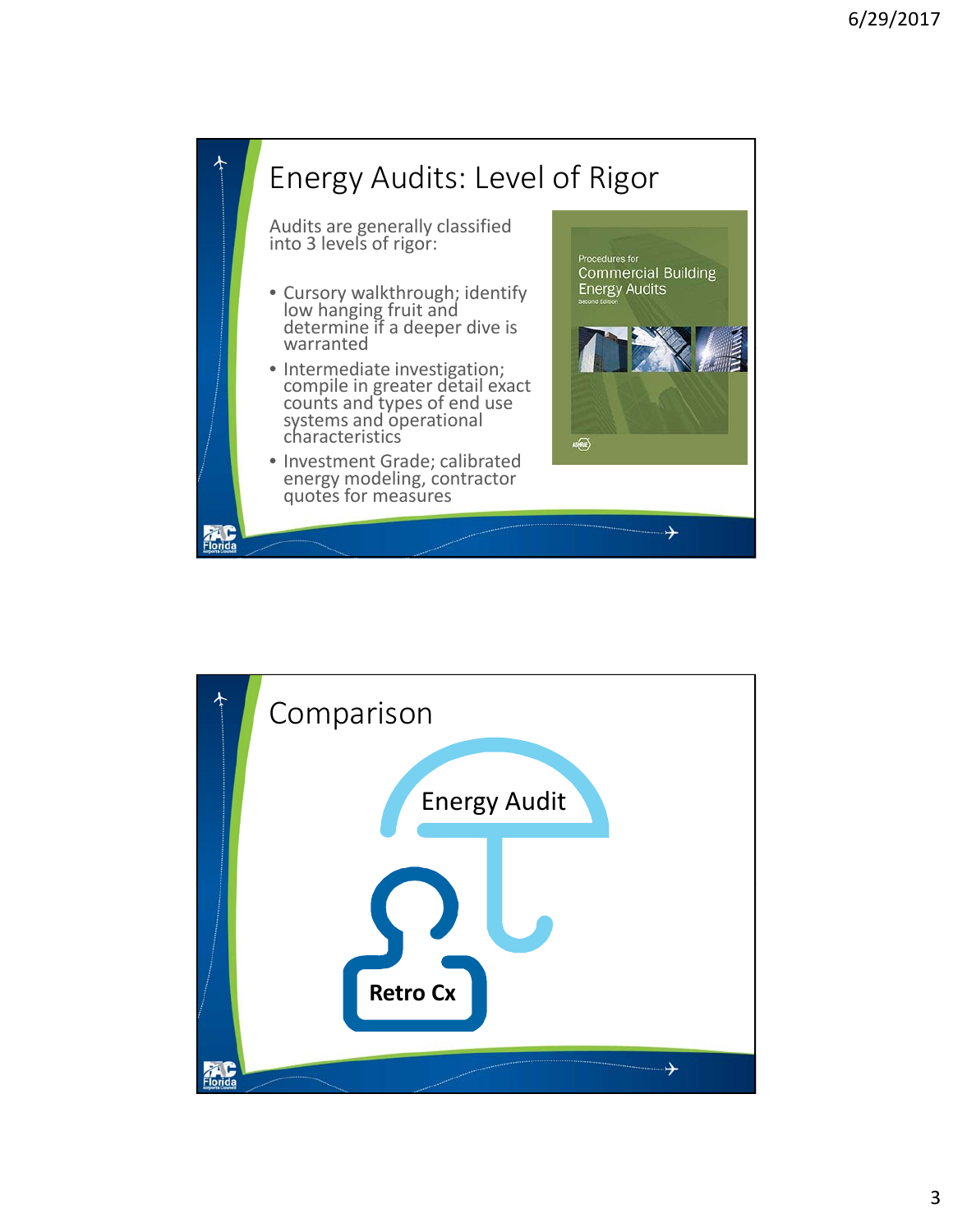# Energy Audits: Level of Rigor

Audits are generally classified into 3 levels of rigor:

- Cursory walkthrough; identify low hanging fruit and determine if a deeper dive is warranted
- Intermediate investigation; compile in greater detail exact counts and types of end use systems and operational characteristics
- Investment Grade; calibrated energy modeling, contractor quotes for measures

Procedures for Commercial Building Energy Audits
Second Edition

# Comparison

Energy Audit

Retro Cx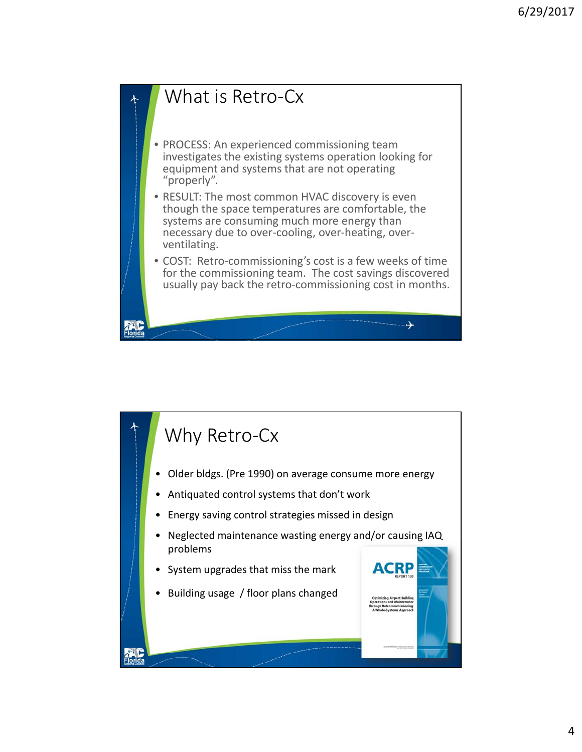# What is Retro-Cx

- PROCESS: An experienced commissioning team investigates the existing systems operation looking for equipment and systems that are not operating "properly".
- RESULT: The most common HVAC discovery is even though the space temperatures are comfortable, the systems are consuming much more energy than necessary due to over-cooling, over-heating, over-ventilating.
- COST: Retro-commissioning's cost is a few weeks of time for the commissioning team. The cost savings discovered usually pay back the retro-commissioning cost in months.

# Why Retro-Cx

- Older bldgs. (Pre 1990) on average consume more energy
- Antiquated control systems that don't work
- Energy saving control strategies missed in design
- Neglected maintenance wasting energy and/or causing IAQ problems
- System upgrades that miss the mark
- Building usage / floor plans changed

ACRP REPORT 139

Optimizing Airport Building Operations and Maintenance Through Retrocommissioning: A Whole-Systems Approach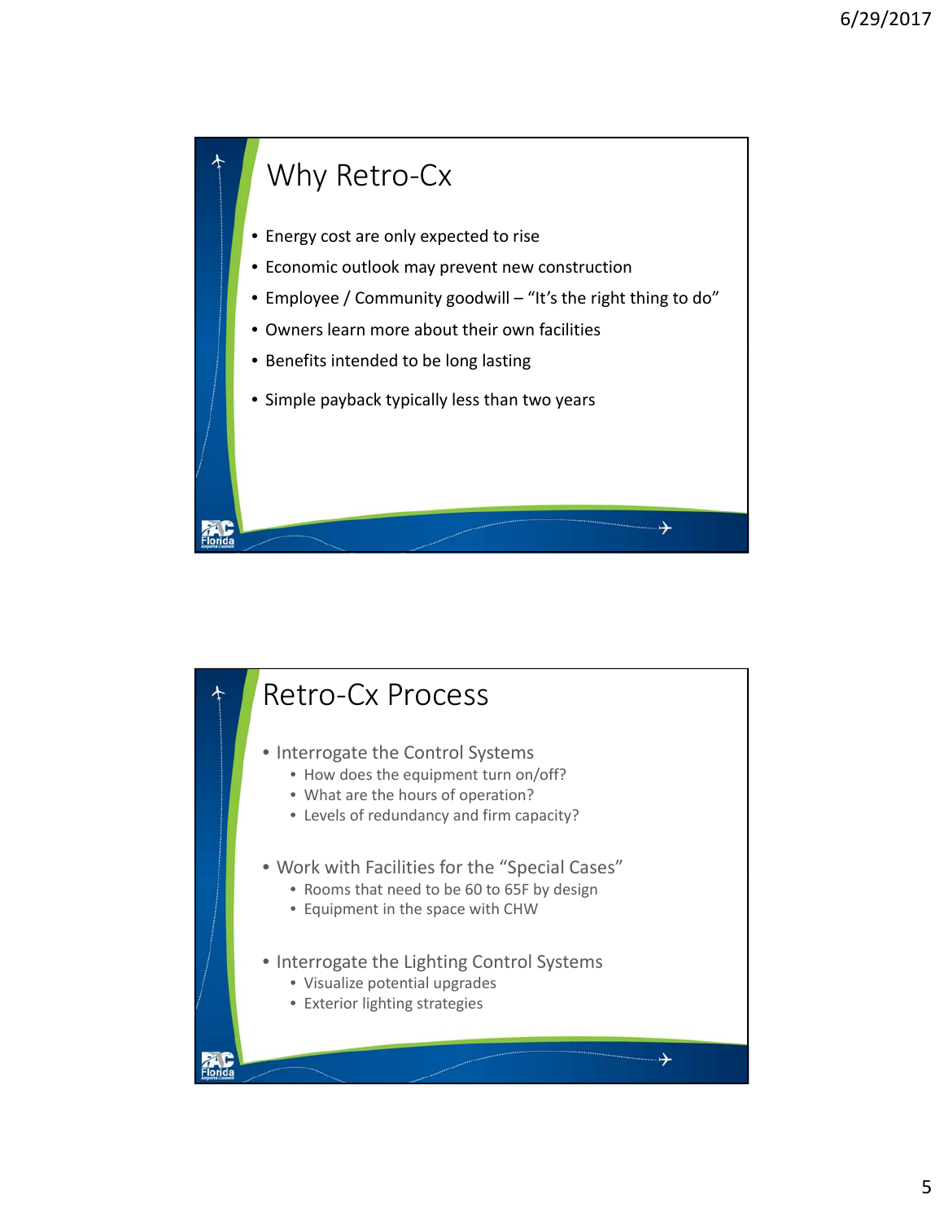## Why Retro-Cx

- Energy cost are only expected to rise
- Economic outlook may prevent new construction
- Employee / Community goodwill – "It's the right thing to do"
- Owners learn more about their own facilities
- Benefits intended to be long lasting
- Simple payback typically less than two years

## Retro-Cx Process

- Interrogate the Control Systems
  - How does the equipment turn on/off?
  - What are the hours of operation?
  - Levels of redundancy and firm capacity?
- Work with Facilities for the "Special Cases"
  - Rooms that need to be 60 to 65F by design
  - Equipment in the space with CHW
- Interrogate the Lighting Control Systems
  - Visualize potential upgrades
  - Exterior lighting strategies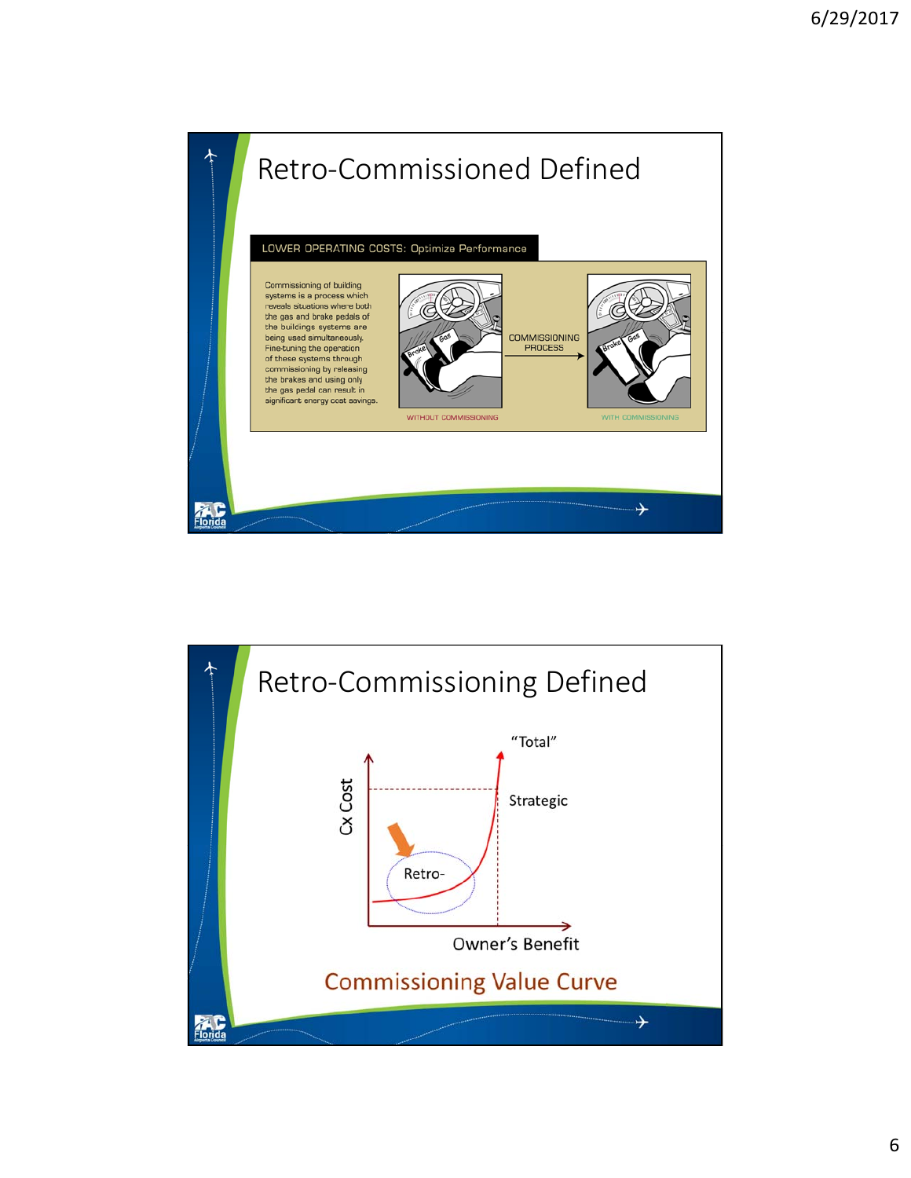# Retro-Commissioned Defined

LOWER OPERATING COSTS: Optimize Performance

Commissioning of building systems is a process which reveals situations where both the gas and brake pedals of the buildings systems are being used simultaneously. Fine-tuning the operation of these systems through commissioning by releasing the brakes and using only the gas pedal can result in significant energy cost savings.

Brake | Gas — WITHOUT COMMISSIONING

COMMISSIONING PROCESS →

Brake | Gas — WITH COMMISSIONING

# Retro-Commissioning Defined

Cx Cost

"Total"

Strategic

Retro-

Owner's Benefit

Commissioning Value Curve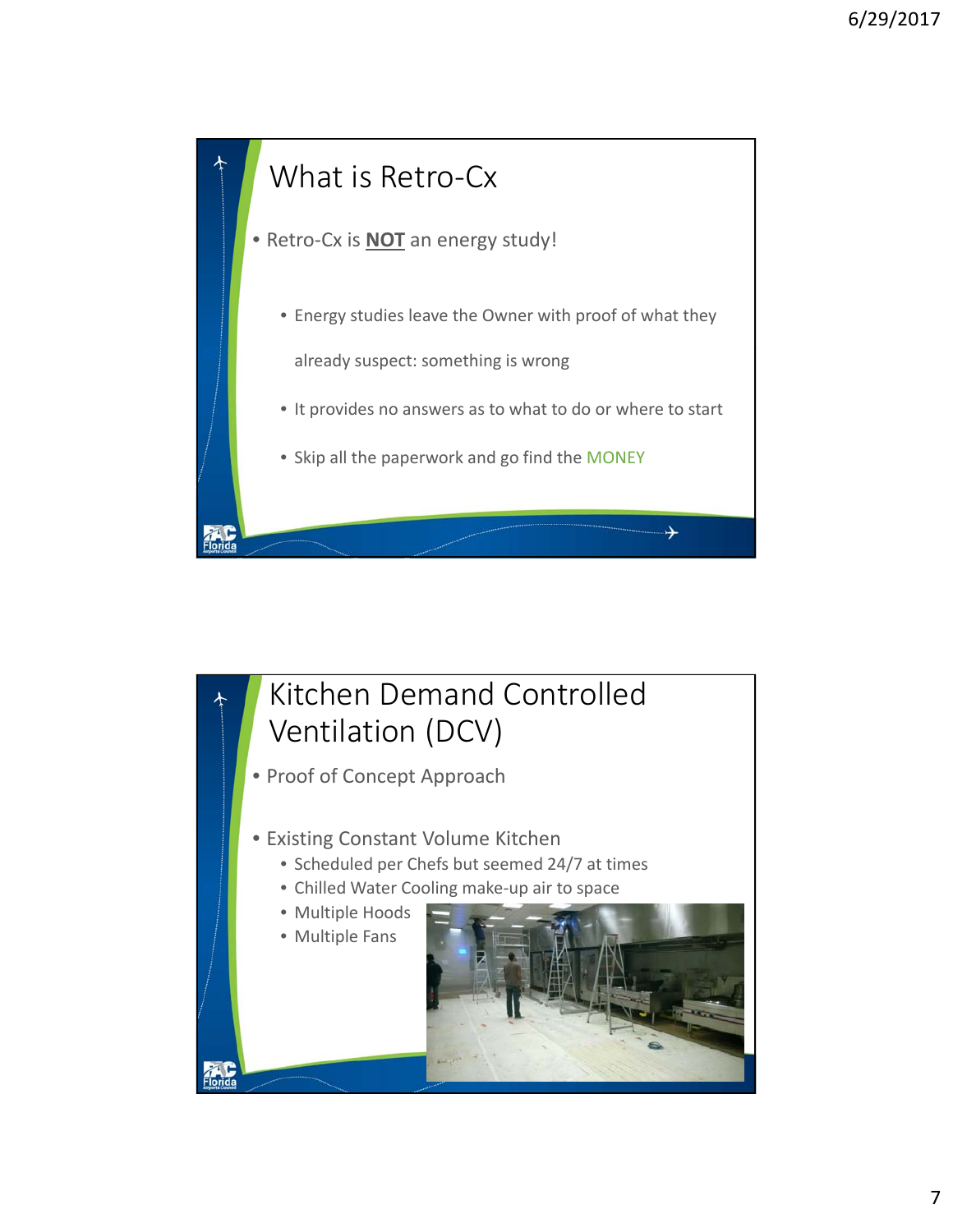# What is Retro-Cx

- Retro-Cx is **NOT** an energy study!
  - Energy studies leave the Owner with proof of what they already suspect: something is wrong
  - It provides no answers as to what to do or where to start
  - Skip all the paperwork and go find the MONEY

# Kitchen Demand Controlled Ventilation (DCV)

- Proof of Concept Approach
- Existing Constant Volume Kitchen
  - Scheduled per Chefs but seemed 24/7 at times
  - Chilled Water Cooling make-up air to space
  - Multiple Hoods
  - Multiple Fans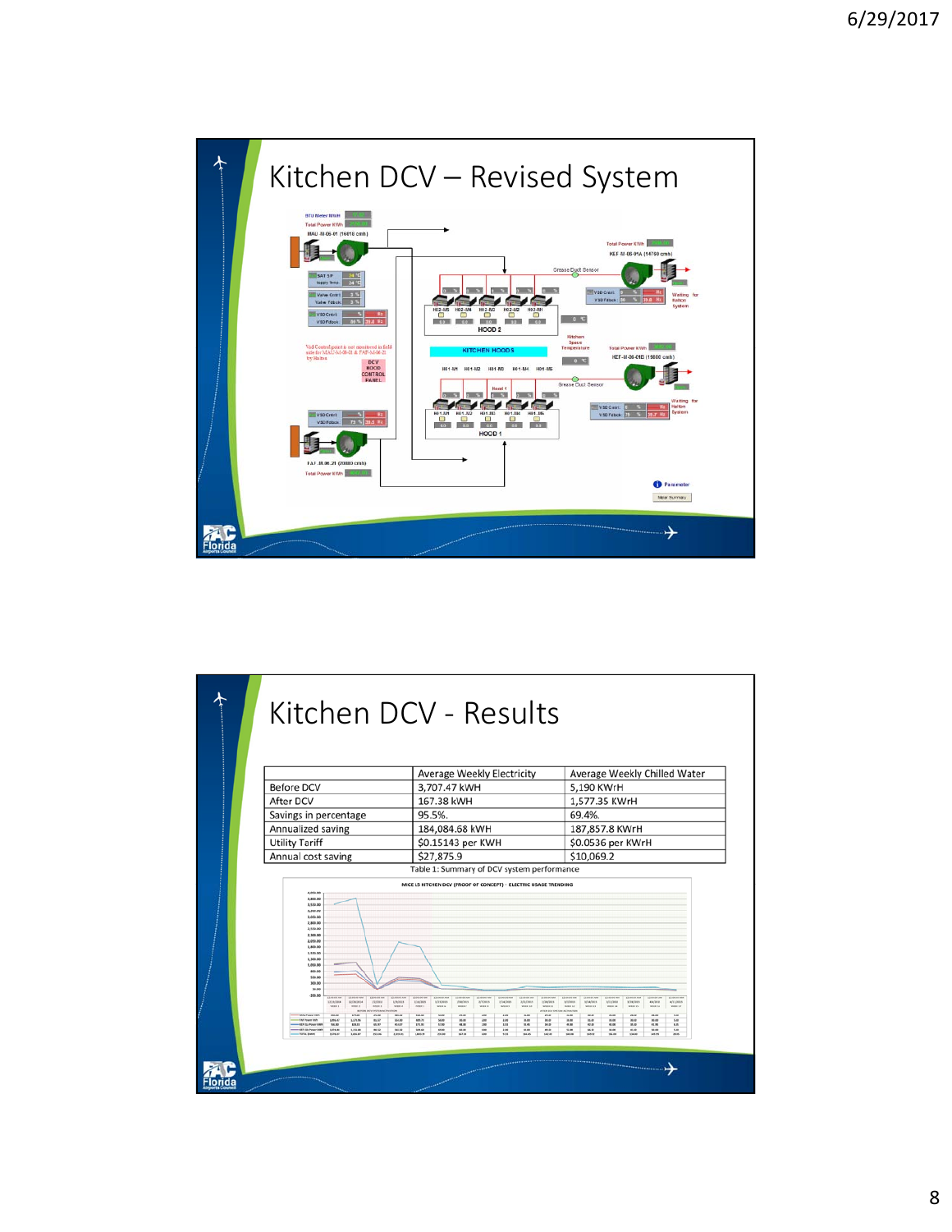# Kitchen DCV – Revised System

# Kitchen DCV - Results

| | Average Weekly Electricity | Average Weekly Chilled Water |
|---|---|---|
| Before DCV | 3,707.47 kWH | 5,190 KWrH |
| After DCV | 167.38 kWH | 1,577.35 KWrH |
| Savings in percentage | 95.5%. | 69.4%. |
| Annualized saving | 184,084.68 kWH | 187,857.8 KWrH |
| Utility Tariff | $0.15143 per KWH | $0.0536 per KWrH |
| Annual cost saving | $27,875.9 | $10,069.2 |

Table 1: Summary of DCV system performance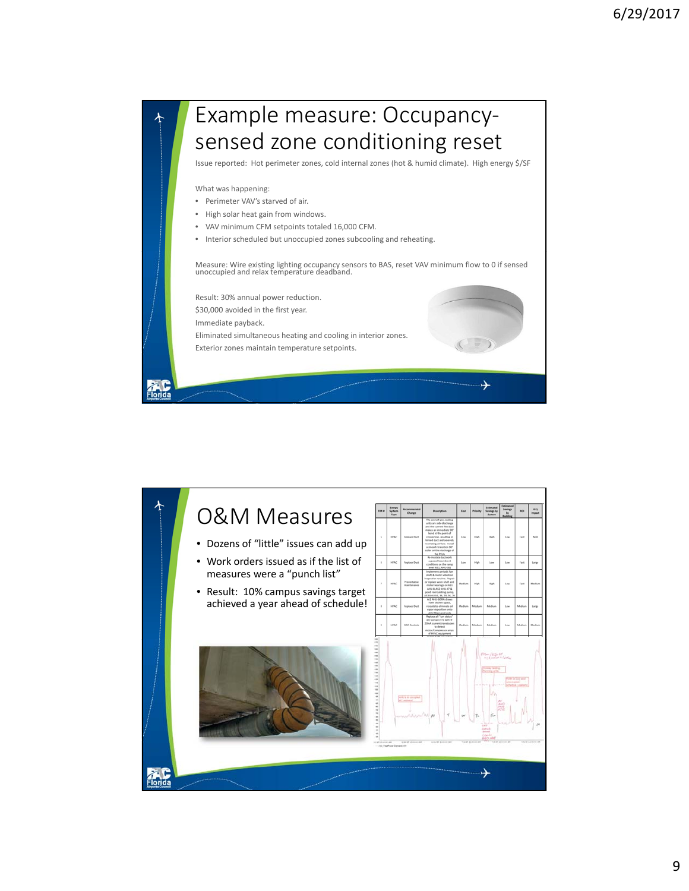# Example measure: Occupancy-sensed zone conditioning reset

Issue reported: Hot perimeter zones, cold interior zones (hot & humid climate). High energy $/SF

What was happening:

- Perimeter VAV's starved of air.
- High solar heat gain from windows.
- VAV minimum CFM setpoints totaled 16,000 CFM.
- Interior scheduled but unoccupied zones subcooling and reheating.

Measure: Wire existing lighting occupancy sensors to BAS, reset VAV minimum flow to 0 if sensed unoccupied and relax temperature deadband.

Result: 30% annual power reduction.
$30,000 avoided in the first year.
Immediate payback.
Eliminated simultaneous heating and cooling in interior zones.
Exterior zones maintain temperature setpoints.

# O&M Measures

- Dozens of "little" issues can add up
- Work orders issued as if the list of measures were a "punch list"
- Result: 10% campus savings target achieved a year ahead of schedule!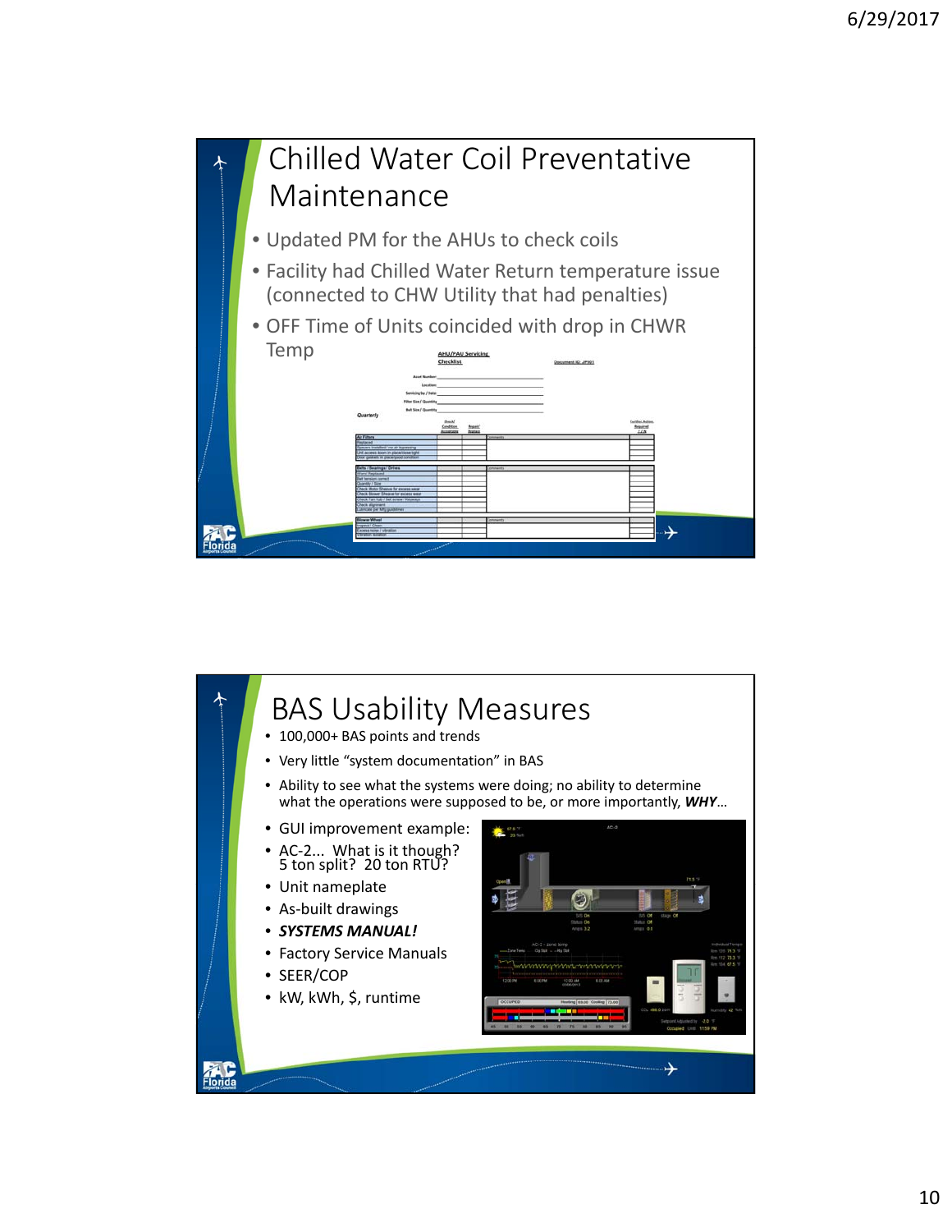# Chilled Water Coil Preventative Maintenance

- Updated PM for the AHUs to check coils
- Facility had Chilled Water Return temperature issue (connected to CHW Utility that had penalties)
- OFF Time of Units coincided with drop in CHWR Temp

# BAS Usability Measures

- 100,000+ BAS points and trends
- Very little "system documentation" in BAS
- Ability to see what the systems were doing; no ability to determine what the operations were supposed to be, or more importantly, ***WHY***…
- GUI improvement example:
- AC-2… What is it though? 5 ton split? 20 ton RTU?
- Unit nameplate
- As-built drawings
- ***SYSTEMS MANUAL!***
- Factory Service Manuals
- SEER/COP
- kW, kWh, $, runtime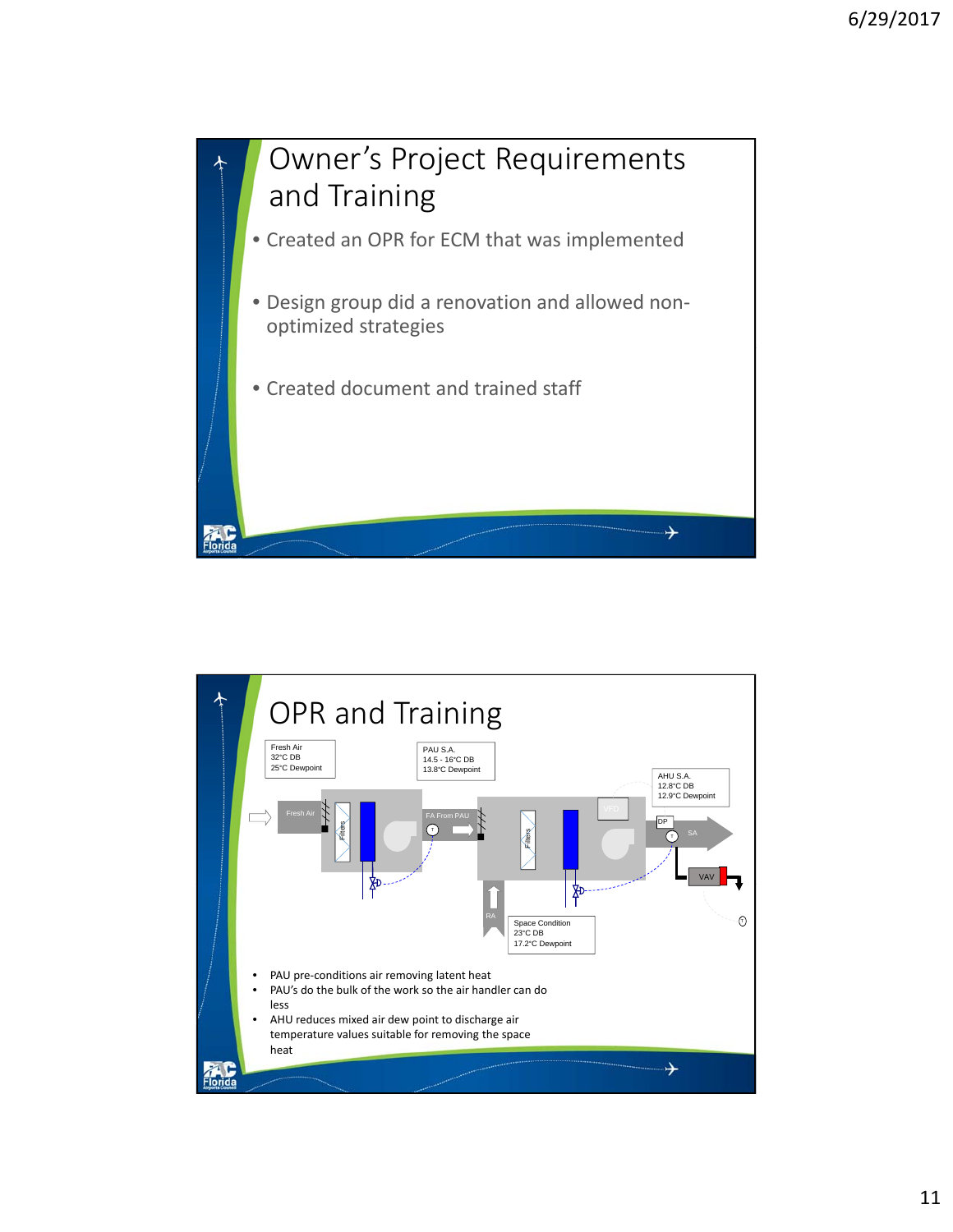# Owner's Project Requirements and Training

- Created an OPR for ECM that was implemented
- Design group did a renovation and allowed non-optimized strategies
- Created document and trained staff

# OPR and Training

Fresh Air
32°C DB
25°C Dewpoint

PAU S.A.
14.5 - 16°C DB
13.8°C Dewpoint

AHU S.A.
12.8°C DB
12.9°C Dewpoint

Fresh Air

Filters

FA From PAU

Filters

VFD

DP

SA

VAV

RA

Space Condition
23°C DB
17.2°C Dewpoint

- PAU pre-conditions air removing latent heat
- PAU's do the bulk of the work so the air handler can do less
- AHU reduces mixed air dew point to discharge air temperature values suitable for removing the space heat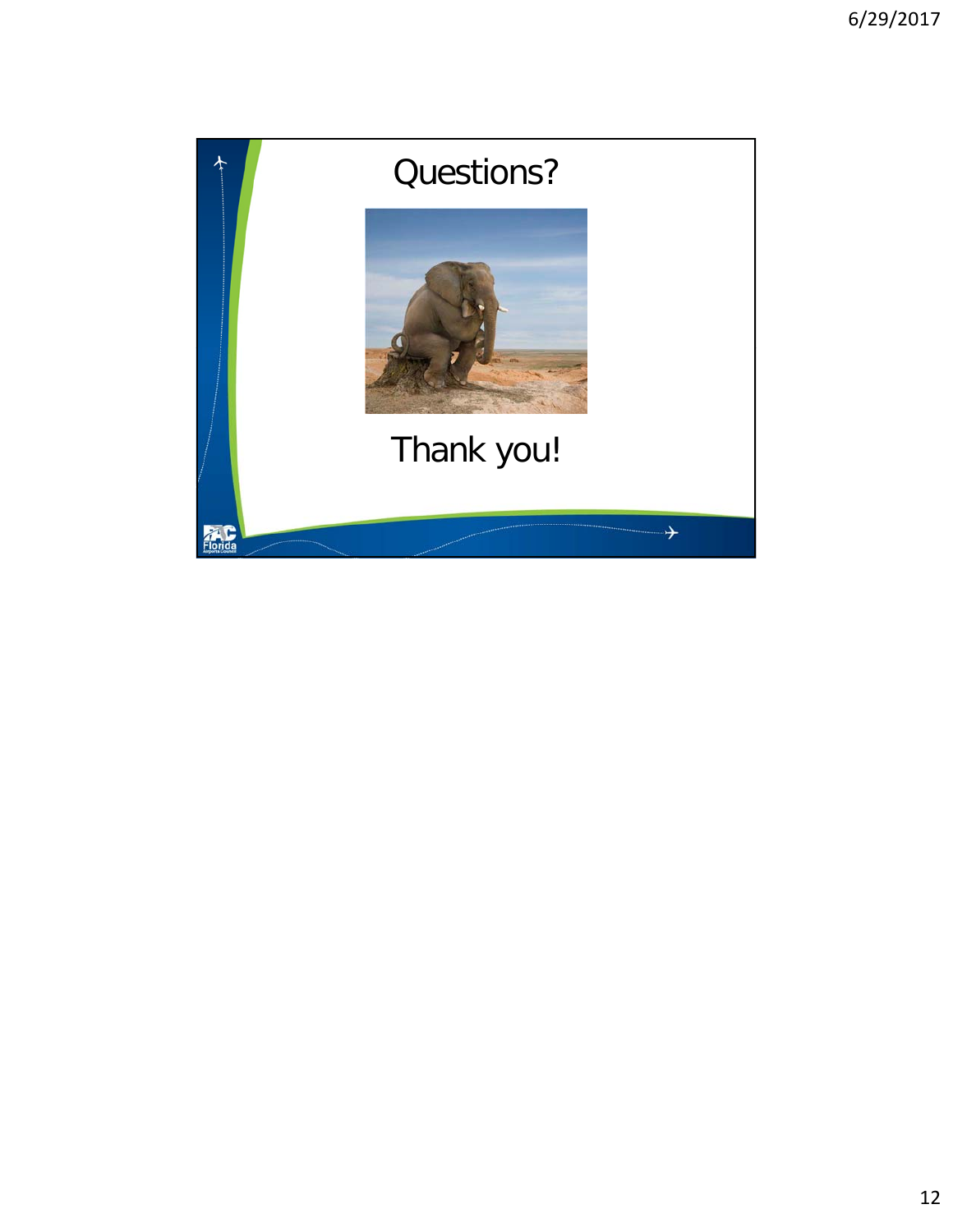# Questions?

Thank you!